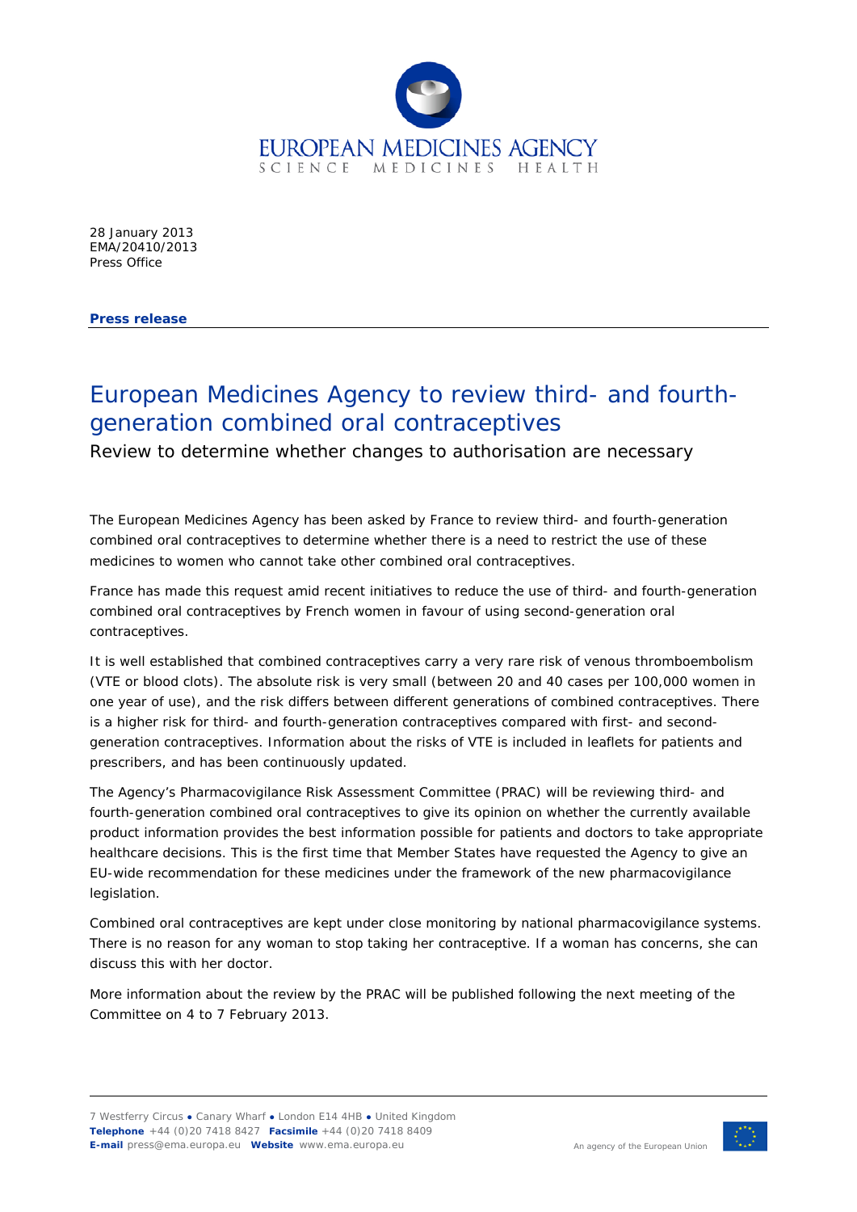EUROPEAN MEDICINES AGENCY
SCIENCE MEDICINES HEALTH

28 January 2013
EMA/20410/2013
Press Office

**Press release**

# European Medicines Agency to review third- and fourth-generation combined oral contraceptives

Review to determine whether changes to authorisation are necessary

The European Medicines Agency has been asked by France to review third- and fourth-generation combined oral contraceptives to determine whether there is a need to restrict the use of these medicines to women who cannot take other combined oral contraceptives.

France has made this request amid recent initiatives to reduce the use of third- and fourth-generation combined oral contraceptives by French women in favour of using second-generation oral contraceptives.

It is well established that combined contraceptives carry a very rare risk of venous thromboembolism (VTE or blood clots). The absolute risk is very small (between 20 and 40 cases per 100,000 women in one year of use), and the risk differs between different generations of combined contraceptives. There is a higher risk for third- and fourth-generation contraceptives compared with first- and second-generation contraceptives. Information about the risks of VTE is included in leaflets for patients and prescribers, and has been continuously updated.

The Agency's Pharmacovigilance Risk Assessment Committee (PRAC) will be reviewing third- and fourth-generation combined oral contraceptives to give its opinion on whether the currently available product information provides the best information possible for patients and doctors to take appropriate healthcare decisions. This is the first time that Member States have requested the Agency to give an EU-wide recommendation for these medicines under the framework of the new pharmacovigilance legislation.

Combined oral contraceptives are kept under close monitoring by national pharmacovigilance systems. There is no reason for any woman to stop taking her contraceptive. If a woman has concerns, she can discuss this with her doctor.

More information about the review by the PRAC will be published following the next meeting of the Committee on 4 to 7 February 2013.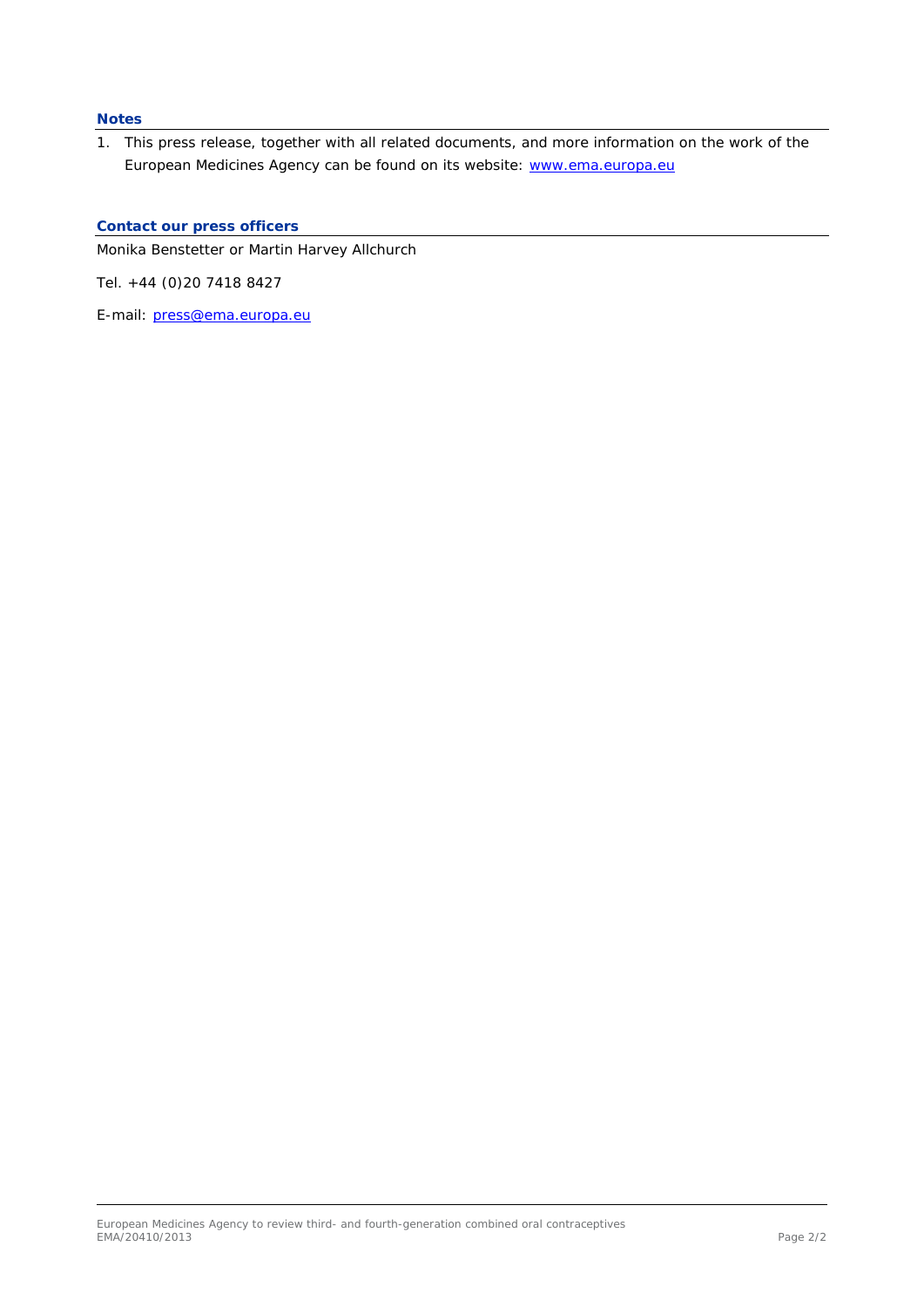### Notes

1. This press release, together with all related documents, and more information on the work of the European Medicines Agency can be found on its website: www.ema.europa.eu

### Contact our press officers

Monika Benstetter or Martin Harvey Allchurch

Tel. +44 (0)20 7418 8427

E-mail: press@ema.europa.eu